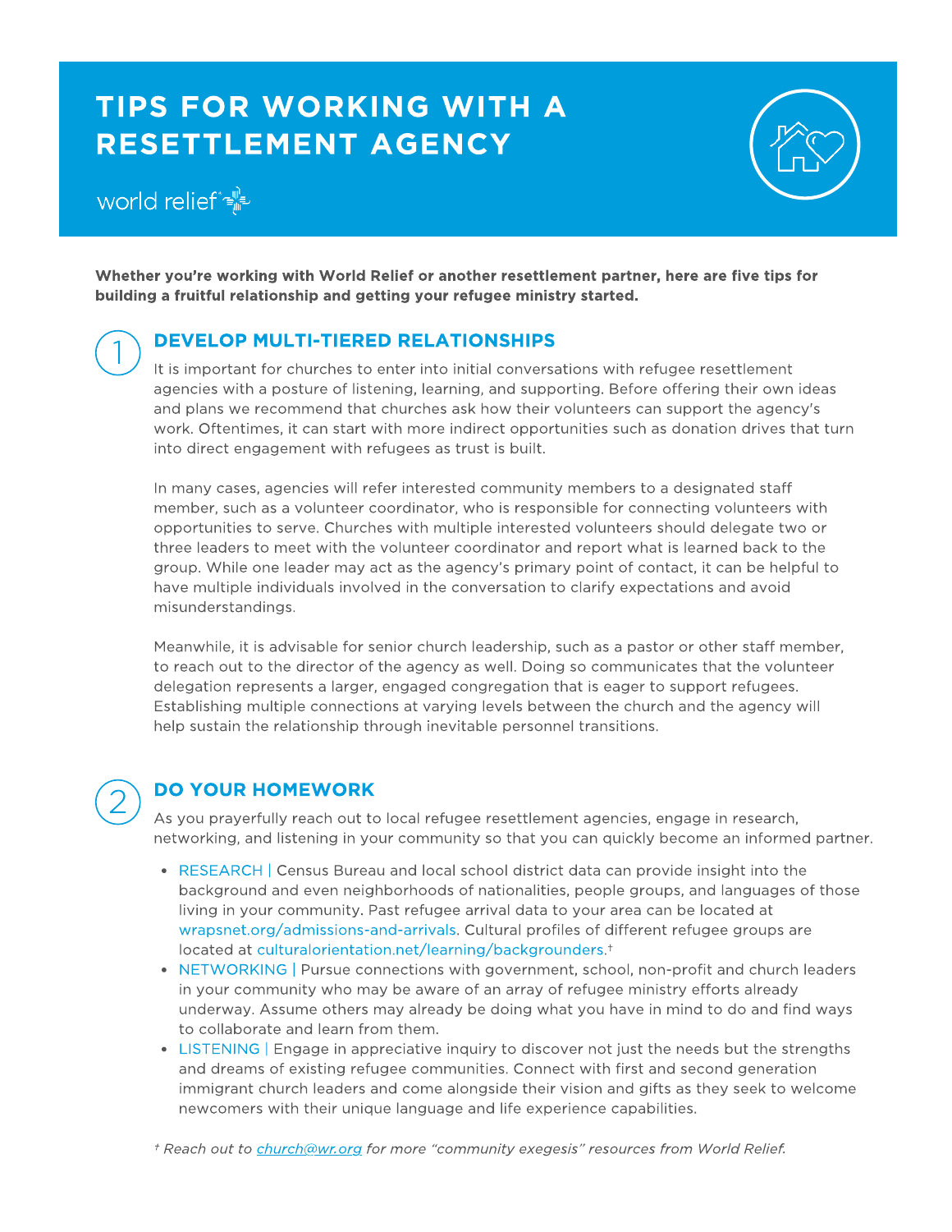# TIPS FOR WORKING WITH A RESETTLEMENT AGENCY

world relief

**Whether you're working with World Relief or another resettlement partner, here are five tips for building a fruitful relationship and getting your refugee ministry started.**

## 1 DEVELOP MULTI-TIERED RELATIONSHIPS

It is important for churches to enter into initial conversations with refugee resettlement agencies with a posture of listening, learning, and supporting. Before offering their own ideas and plans we recommend that churches ask how their volunteers can support the agency's work. Oftentimes, it can start with more indirect opportunities such as donation drives that turn into direct engagement with refugees as trust is built.

In many cases, agencies will refer interested community members to a designated staff member, such as a volunteer coordinator, who is responsible for connecting volunteers with opportunities to serve. Churches with multiple interested volunteers should delegate two or three leaders to meet with the volunteer coordinator and report what is learned back to the group. While one leader may act as the agency's primary point of contact, it can be helpful to have multiple individuals involved in the conversation to clarify expectations and avoid misunderstandings.

Meanwhile, it is advisable for senior church leadership, such as a pastor or other staff member, to reach out to the director of the agency as well. Doing so communicates that the volunteer delegation represents a larger, engaged congregation that is eager to support refugees. Establishing multiple connections at varying levels between the church and the agency will help sustain the relationship through inevitable personnel transitions.

## 2 DO YOUR HOMEWORK

As you prayerfully reach out to local refugee resettlement agencies, engage in research, networking, and listening in your community so that you can quickly become an informed partner.

- RESEARCH | Census Bureau and local school district data can provide insight into the background and even neighborhoods of nationalities, people groups, and languages of those living in your community. Past refugee arrival data to your area can be located at wrapsnet.org/admissions-and-arrivals. Cultural profiles of different refugee groups are located at culturalorientation.net/learning/backgrounders.†
- NETWORKING | Pursue connections with government, school, non-profit and church leaders in your community who may be aware of an array of refugee ministry efforts already underway. Assume others may already be doing what you have in mind to do and find ways to collaborate and learn from them.
- LISTENING | Engage in appreciative inquiry to discover not just the needs but the strengths and dreams of existing refugee communities. Connect with first and second generation immigrant church leaders and come alongside their vision and gifts as they seek to welcome newcomers with their unique language and life experience capabilities.

*† Reach out to church@wr.org for more "community exegesis" resources from World Relief.*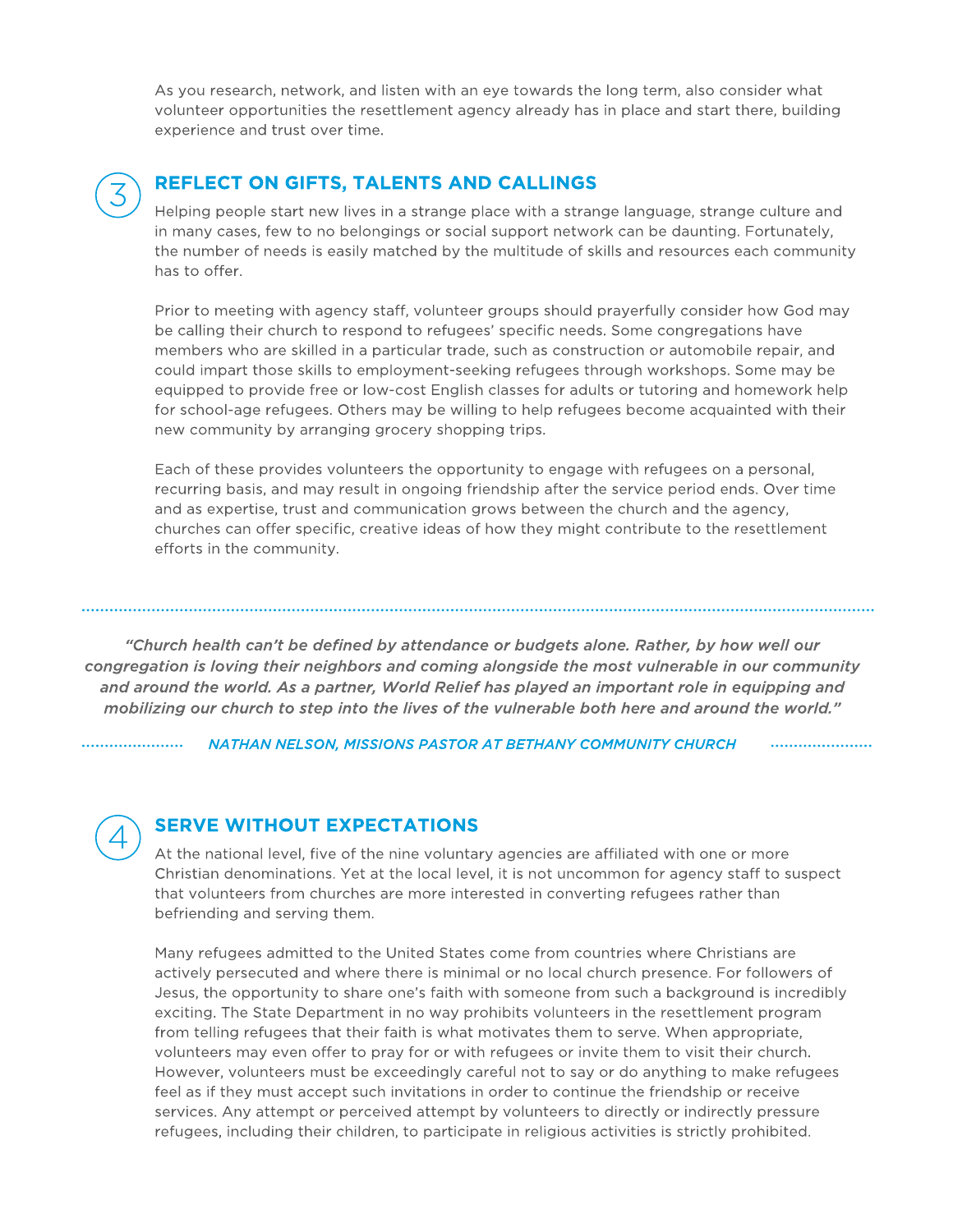As you research, network, and listen with an eye towards the long term, also consider what volunteer opportunities the resettlement agency already has in place and start there, building experience and trust over time.

## 3 REFLECT ON GIFTS, TALENTS AND CALLINGS

Helping people start new lives in a strange place with a strange language, strange culture and in many cases, few to no belongings or social support network can be daunting. Fortunately, the number of needs is easily matched by the multitude of skills and resources each community has to offer.

Prior to meeting with agency staff, volunteer groups should prayerfully consider how God may be calling their church to respond to refugees' specific needs. Some congregations have members who are skilled in a particular trade, such as construction or automobile repair, and could impart those skills to employment-seeking refugees through workshops. Some may be equipped to provide free or low-cost English classes for adults or tutoring and homework help for school-age refugees. Others may be willing to help refugees become acquainted with their new community by arranging grocery shopping trips.

Each of these provides volunteers the opportunity to engage with refugees on a personal, recurring basis, and may result in ongoing friendship after the service period ends. Over time and as expertise, trust and communication grows between the church and the agency, churches can offer specific, creative ideas of how they might contribute to the resettlement efforts in the community.

> ***"Church health can't be defined by attendance or budgets alone. Rather, by how well our congregation is loving their neighbors and coming alongside the most vulnerable in our community and around the world. As a partner, World Relief has played an important role in equipping and mobilizing our church to step into the lives of the vulnerable both here and around the world."***
>
> *NATHAN NELSON, MISSIONS PASTOR AT BETHANY COMMUNITY CHURCH*

## 4 SERVE WITHOUT EXPECTATIONS

At the national level, five of the nine voluntary agencies are affiliated with one or more Christian denominations. Yet at the local level, it is not uncommon for agency staff to suspect that volunteers from churches are more interested in converting refugees rather than befriending and serving them.

Many refugees admitted to the United States come from countries where Christians are actively persecuted and where there is minimal or no local church presence. For followers of Jesus, the opportunity to share one's faith with someone from such a background is incredibly exciting. The State Department in no way prohibits volunteers in the resettlement program from telling refugees that their faith is what motivates them to serve. When appropriate, volunteers may even offer to pray for or with refugees or invite them to visit their church. However, volunteers must be exceedingly careful not to say or do anything to make refugees feel as if they must accept such invitations in order to continue the friendship or receive services. Any attempt or perceived attempt by volunteers to directly or indirectly pressure refugees, including their children, to participate in religious activities is strictly prohibited.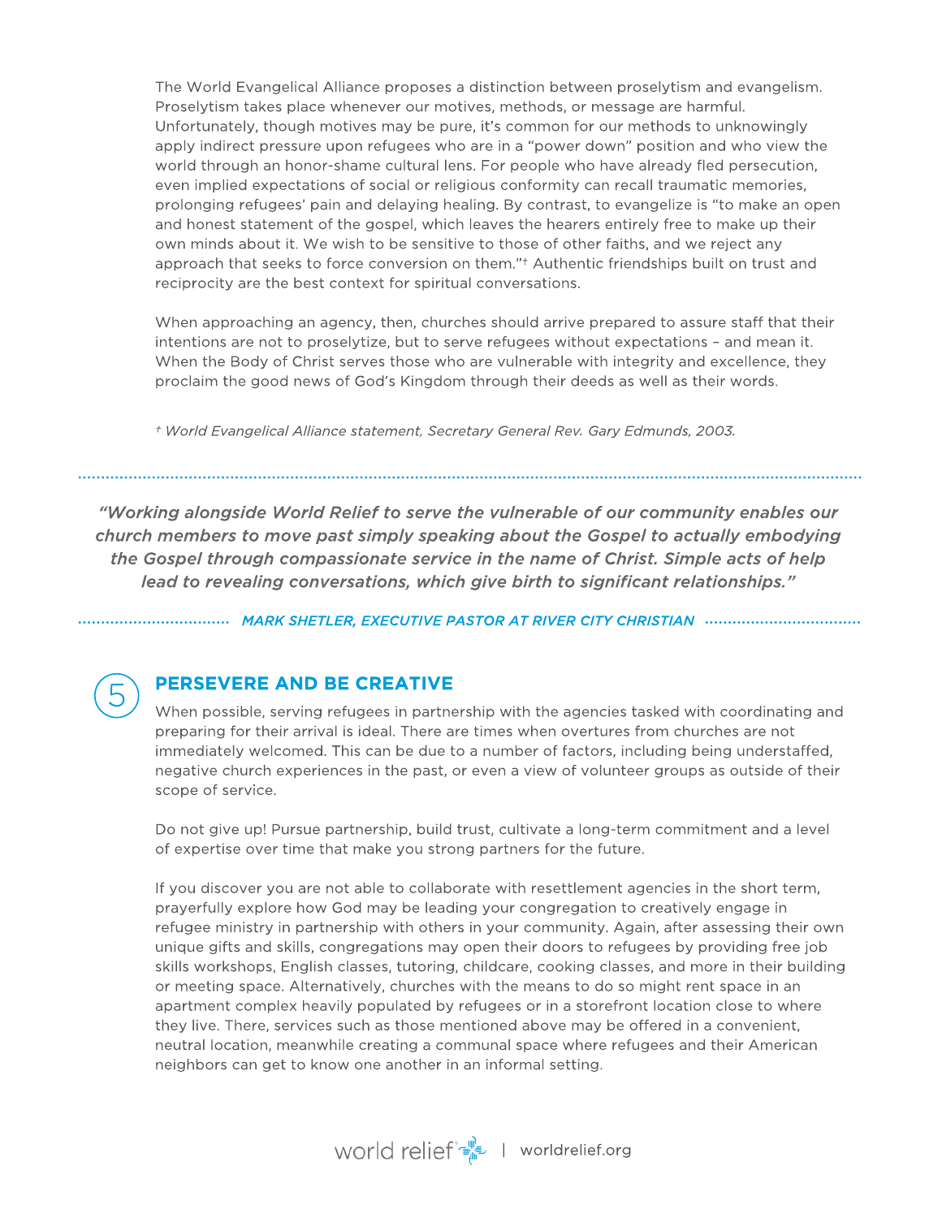The World Evangelical Alliance proposes a distinction between proselytism and evangelism. Proselytism takes place whenever our motives, methods, or message are harmful. Unfortunately, though motives may be pure, it's common for our methods to unknowingly apply indirect pressure upon refugees who are in a "power down" position and who view the world through an honor-shame cultural lens. For people who have already fled persecution, even implied expectations of social or religious conformity can recall traumatic memories, prolonging refugees' pain and delaying healing. By contrast, to evangelize is "to make an open and honest statement of the gospel, which leaves the hearers entirely free to make up their own minds about it. We wish to be sensitive to those of other faiths, and we reject any approach that seeks to force conversion on them."† Authentic friendships built on trust and reciprocity are the best context for spiritual conversations.

When approaching an agency, then, churches should arrive prepared to assure staff that their intentions are not to proselytize, but to serve refugees without expectations – and mean it. When the Body of Christ serves those who are vulnerable with integrity and excellence, they proclaim the good news of God's Kingdom through their deeds as well as their words.

*† World Evangelical Alliance statement, Secretary General Rev. Gary Edmunds, 2003.*

---

> ***"Working alongside World Relief to serve the vulnerable of our community enables our church members to move past simply speaking about the Gospel to actually embodying the Gospel through compassionate service in the name of Christ. Simple acts of help lead to revealing conversations, which give birth to significant relationships."***
>
> ***MARK SHETLER, EXECUTIVE PASTOR AT RIVER CITY CHRISTIAN***

---

## 5 PERSEVERE AND BE CREATIVE

When possible, serving refugees in partnership with the agencies tasked with coordinating and preparing for their arrival is ideal. There are times when overtures from churches are not immediately welcomed. This can be due to a number of factors, including being understaffed, negative church experiences in the past, or even a view of volunteer groups as outside of their scope of service.

Do not give up! Pursue partnership, build trust, cultivate a long-term commitment and a level of expertise over time that make you strong partners for the future.

If you discover you are not able to collaborate with resettlement agencies in the short term, prayerfully explore how God may be leading your congregation to creatively engage in refugee ministry in partnership with others in your community. Again, after assessing their own unique gifts and skills, congregations may open their doors to refugees by providing free job skills workshops, English classes, tutoring, childcare, cooking classes, and more in their building or meeting space. Alternatively, churches with the means to do so might rent space in an apartment complex heavily populated by refugees or in a storefront location close to where they live. There, services such as those mentioned above may be offered in a convenient, neutral location, meanwhile creating a communal space where refugees and their American neighbors can get to know one another in an informal setting.